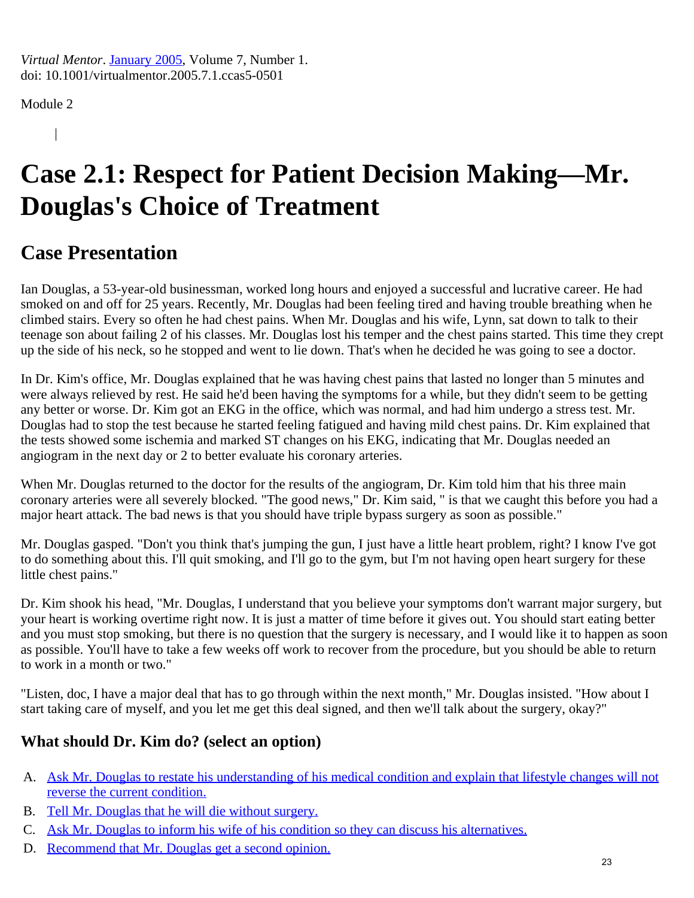*Virtual Mentor*. January 2005, Volume 7, Number 1.
doi: 10.1001/virtualmentor.2005.7.1.ccas5-0501

Module 2

# Case 2.1: Respect for Patient Decision Making—Mr. Douglas's Choice of Treatment

## Case Presentation

Ian Douglas, a 53-year-old businessman, worked long hours and enjoyed a successful and lucrative career. He had smoked on and off for 25 years. Recently, Mr. Douglas had been feeling tired and having trouble breathing when he climbed stairs. Every so often he had chest pains. When Mr. Douglas and his wife, Lynn, sat down to talk to their teenage son about failing 2 of his classes. Mr. Douglas lost his temper and the chest pains started. This time they crept up the side of his neck, so he stopped and went to lie down. That's when he decided he was going to see a doctor.

In Dr. Kim's office, Mr. Douglas explained that he was having chest pains that lasted no longer than 5 minutes and were always relieved by rest. He said he'd been having the symptoms for a while, but they didn't seem to be getting any better or worse. Dr. Kim got an EKG in the office, which was normal, and had him undergo a stress test. Mr. Douglas had to stop the test because he started feeling fatigued and having mild chest pains. Dr. Kim explained that the tests showed some ischemia and marked ST changes on his EKG, indicating that Mr. Douglas needed an angiogram in the next day or 2 to better evaluate his coronary arteries.

When Mr. Douglas returned to the doctor for the results of the angiogram, Dr. Kim told him that his three main coronary arteries were all severely blocked. "The good news," Dr. Kim said, " is that we caught this before you had a major heart attack. The bad news is that you should have triple bypass surgery as soon as possible."

Mr. Douglas gasped. "Don't you think that's jumping the gun, I just have a little heart problem, right? I know I've got to do something about this. I'll quit smoking, and I'll go to the gym, but I'm not having open heart surgery for these little chest pains."

Dr. Kim shook his head, "Mr. Douglas, I understand that you believe your symptoms don't warrant major surgery, but your heart is working overtime right now. It is just a matter of time before it gives out. You should start eating better and you must stop smoking, but there is no question that the surgery is necessary, and I would like it to happen as soon as possible. You'll have to take a few weeks off work to recover from the procedure, but you should be able to return to work in a month or two."

"Listen, doc, I have a major deal that has to go through within the next month," Mr. Douglas insisted. "How about I start taking care of myself, and you let me get this deal signed, and then we'll talk about the surgery, okay?"

### What should Dr. Kim do? (select an option)

A. Ask Mr. Douglas to restate his understanding of his medical condition and explain that lifestyle changes will not reverse the current condition.
B. Tell Mr. Douglas that he will die without surgery.
C. Ask Mr. Douglas to inform his wife of his condition so they can discuss his alternatives.
D. Recommend that Mr. Douglas get a second opinion.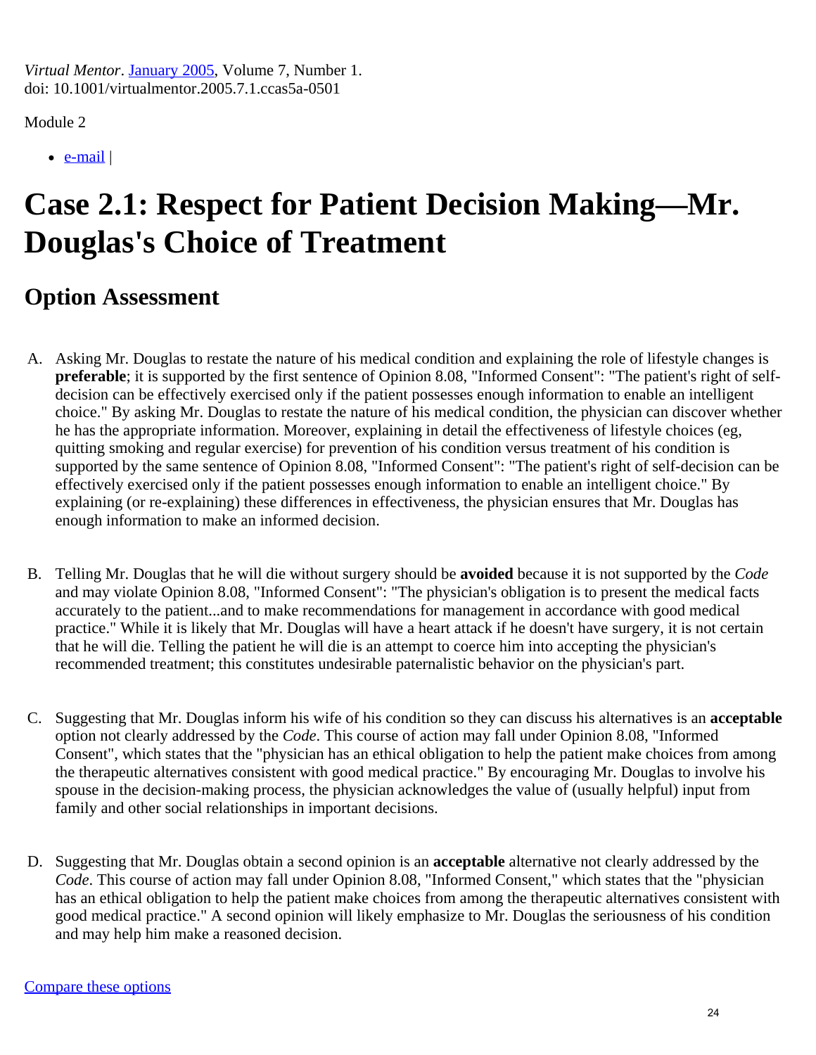*Virtual Mentor*. January 2005, Volume 7, Number 1.
doi: 10.1001/virtualmentor.2005.7.1.ccas5a-0501

Module 2

- e-mail |

# Case 2.1: Respect for Patient Decision Making—Mr. Douglas's Choice of Treatment

## Option Assessment

A. Asking Mr. Douglas to restate the nature of his medical condition and explaining the role of lifestyle changes is **preferable**; it is supported by the first sentence of Opinion 8.08, "Informed Consent": "The patient's right of self-decision can be effectively exercised only if the patient possesses enough information to enable an intelligent choice." By asking Mr. Douglas to restate the nature of his medical condition, the physician can discover whether he has the appropriate information. Moreover, explaining in detail the effectiveness of lifestyle choices (eg, quitting smoking and regular exercise) for prevention of his condition versus treatment of his condition is supported by the same sentence of Opinion 8.08, "Informed Consent": "The patient's right of self-decision can be effectively exercised only if the patient possesses enough information to enable an intelligent choice." By explaining (or re-explaining) these differences in effectiveness, the physician ensures that Mr. Douglas has enough information to make an informed decision.

B. Telling Mr. Douglas that he will die without surgery should be **avoided** because it is not supported by the *Code* and may violate Opinion 8.08, "Informed Consent": "The physician's obligation is to present the medical facts accurately to the patient...and to make recommendations for management in accordance with good medical practice." While it is likely that Mr. Douglas will have a heart attack if he doesn't have surgery, it is not certain that he will die. Telling the patient he will die is an attempt to coerce him into accepting the physician's recommended treatment; this constitutes undesirable paternalistic behavior on the physician's part.

C. Suggesting that Mr. Douglas inform his wife of his condition so they can discuss his alternatives is an **acceptable** option not clearly addressed by the *Code*. This course of action may fall under Opinion 8.08, "Informed Consent", which states that the "physician has an ethical obligation to help the patient make choices from among the therapeutic alternatives consistent with good medical practice." By encouraging Mr. Douglas to involve his spouse in the decision-making process, the physician acknowledges the value of (usually helpful) input from family and other social relationships in important decisions.

D. Suggesting that Mr. Douglas obtain a second opinion is an **acceptable** alternative not clearly addressed by the *Code*. This course of action may fall under Opinion 8.08, "Informed Consent," which states that the "physician has an ethical obligation to help the patient make choices from among the therapeutic alternatives consistent with good medical practice." A second opinion will likely emphasize to Mr. Douglas the seriousness of his condition and may help him make a reasoned decision.

Compare these options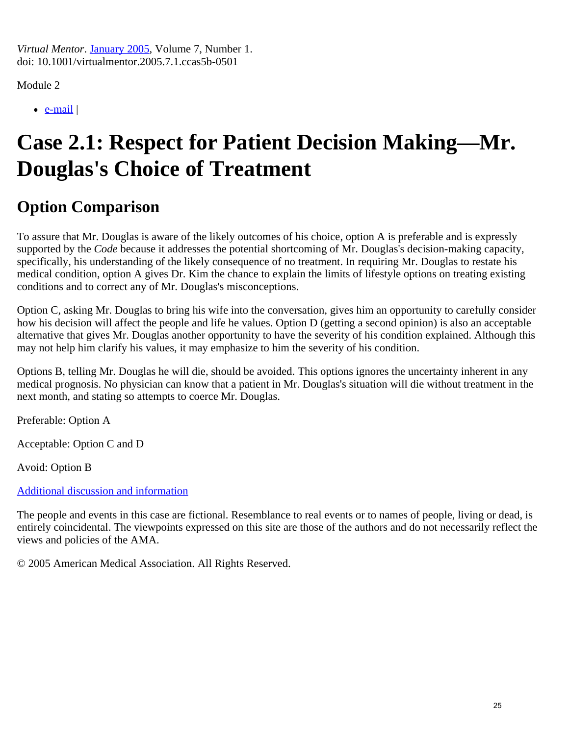*Virtual Mentor*. January 2005, Volume 7, Number 1.
doi: 10.1001/virtualmentor.2005.7.1.ccas5b-0501

Module 2

- e-mail |

# Case 2.1: Respect for Patient Decision Making—Mr. Douglas's Choice of Treatment

## Option Comparison

To assure that Mr. Douglas is aware of the likely outcomes of his choice, option A is preferable and is expressly supported by the *Code* because it addresses the potential shortcoming of Mr. Douglas's decision-making capacity, specifically, his understanding of the likely consequence of no treatment. In requiring Mr. Douglas to restate his medical condition, option A gives Dr. Kim the chance to explain the limits of lifestyle options on treating existing conditions and to correct any of Mr. Douglas's misconceptions.

Option C, asking Mr. Douglas to bring his wife into the conversation, gives him an opportunity to carefully consider how his decision will affect the people and life he values. Option D (getting a second opinion) is also an acceptable alternative that gives Mr. Douglas another opportunity to have the severity of his condition explained. Although this may not help him clarify his values, it may emphasize to him the severity of his condition.

Options B, telling Mr. Douglas he will die, should be avoided. This options ignores the uncertainty inherent in any medical prognosis. No physician can know that a patient in Mr. Douglas's situation will die without treatment in the next month, and stating so attempts to coerce Mr. Douglas.

Preferable: Option A

Acceptable: Option C and D

Avoid: Option B

Additional discussion and information

The people and events in this case are fictional. Resemblance to real events or to names of people, living or dead, is entirely coincidental. The viewpoints expressed on this site are those of the authors and do not necessarily reflect the views and policies of the AMA.

© 2005 American Medical Association. All Rights Reserved.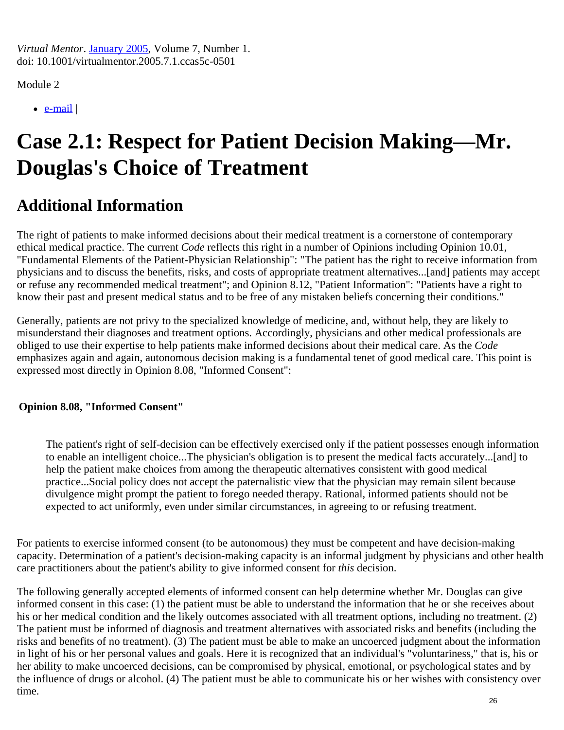*Virtual Mentor*. January 2005, Volume 7, Number 1.
doi: 10.1001/virtualmentor.2005.7.1.ccas5c-0501

Module 2

- e-mail |

# Case 2.1: Respect for Patient Decision Making—Mr. Douglas's Choice of Treatment

## Additional Information

The right of patients to make informed decisions about their medical treatment is a cornerstone of contemporary ethical medical practice. The current *Code* reflects this right in a number of Opinions including Opinion 10.01, "Fundamental Elements of the Patient-Physician Relationship": "The patient has the right to receive information from physicians and to discuss the benefits, risks, and costs of appropriate treatment alternatives...[and] patients may accept or refuse any recommended medical treatment"; and Opinion 8.12, "Patient Information": "Patients have a right to know their past and present medical status and to be free of any mistaken beliefs concerning their conditions."

Generally, patients are not privy to the specialized knowledge of medicine, and, without help, they are likely to misunderstand their diagnoses and treatment options. Accordingly, physicians and other medical professionals are obliged to use their expertise to help patients make informed decisions about their medical care. As the *Code* emphasizes again and again, autonomous decision making is a fundamental tenet of good medical care. This point is expressed most directly in Opinion 8.08, "Informed Consent":

**Opinion 8.08, "Informed Consent"**

> The patient's right of self-decision can be effectively exercised only if the patient possesses enough information to enable an intelligent choice...The physician's obligation is to present the medical facts accurately...[and] to help the patient make choices from among the therapeutic alternatives consistent with good medical practice...Social policy does not accept the paternalistic view that the physician may remain silent because divulgence might prompt the patient to forego needed therapy. Rational, informed patients should not be expected to act uniformly, even under similar circumstances, in agreeing to or refusing treatment.

For patients to exercise informed consent (to be autonomous) they must be competent and have decision-making capacity. Determination of a patient's decision-making capacity is an informal judgment by physicians and other health care practitioners about the patient's ability to give informed consent for *this* decision.

The following generally accepted elements of informed consent can help determine whether Mr. Douglas can give informed consent in this case: (1) the patient must be able to understand the information that he or she receives about his or her medical condition and the likely outcomes associated with all treatment options, including no treatment. (2) The patient must be informed of diagnosis and treatment alternatives with associated risks and benefits (including the risks and benefits of no treatment). (3) The patient must be able to make an uncoerced judgment about the information in light of his or her personal values and goals. Here it is recognized that an individual's "voluntariness," that is, his or her ability to make uncoerced decisions, can be compromised by physical, emotional, or psychological states and by the influence of drugs or alcohol. (4) The patient must be able to communicate his or her wishes with consistency over time.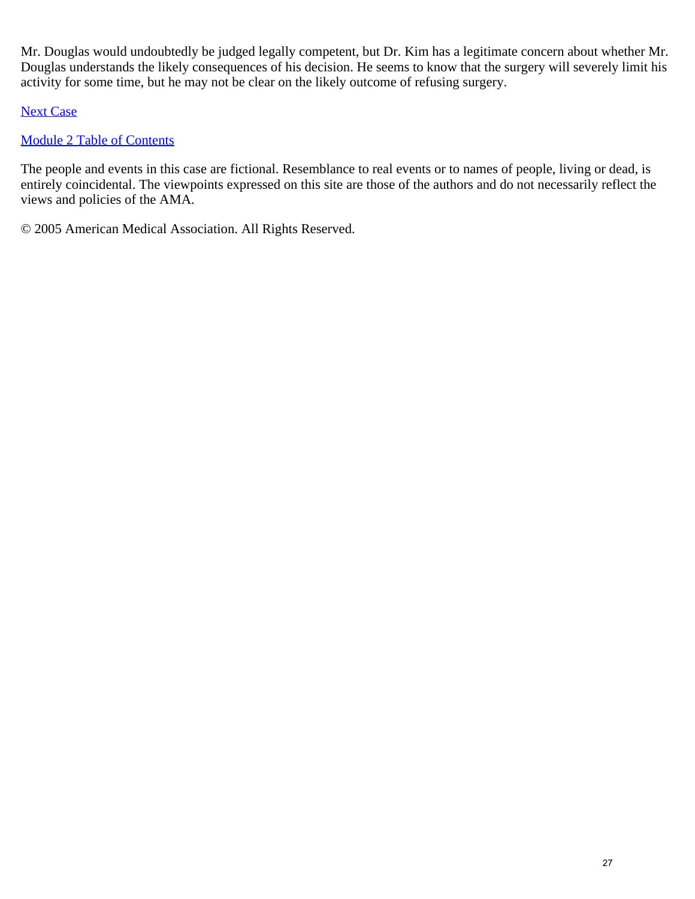Mr. Douglas would undoubtedly be judged legally competent, but Dr. Kim has a legitimate concern about whether Mr. Douglas understands the likely consequences of his decision. He seems to know that the surgery will severely limit his activity for some time, but he may not be clear on the likely outcome of refusing surgery.

Next Case

Module 2 Table of Contents

The people and events in this case are fictional. Resemblance to real events or to names of people, living or dead, is entirely coincidental. The viewpoints expressed on this site are those of the authors and do not necessarily reflect the views and policies of the AMA.

© 2005 American Medical Association. All Rights Reserved.